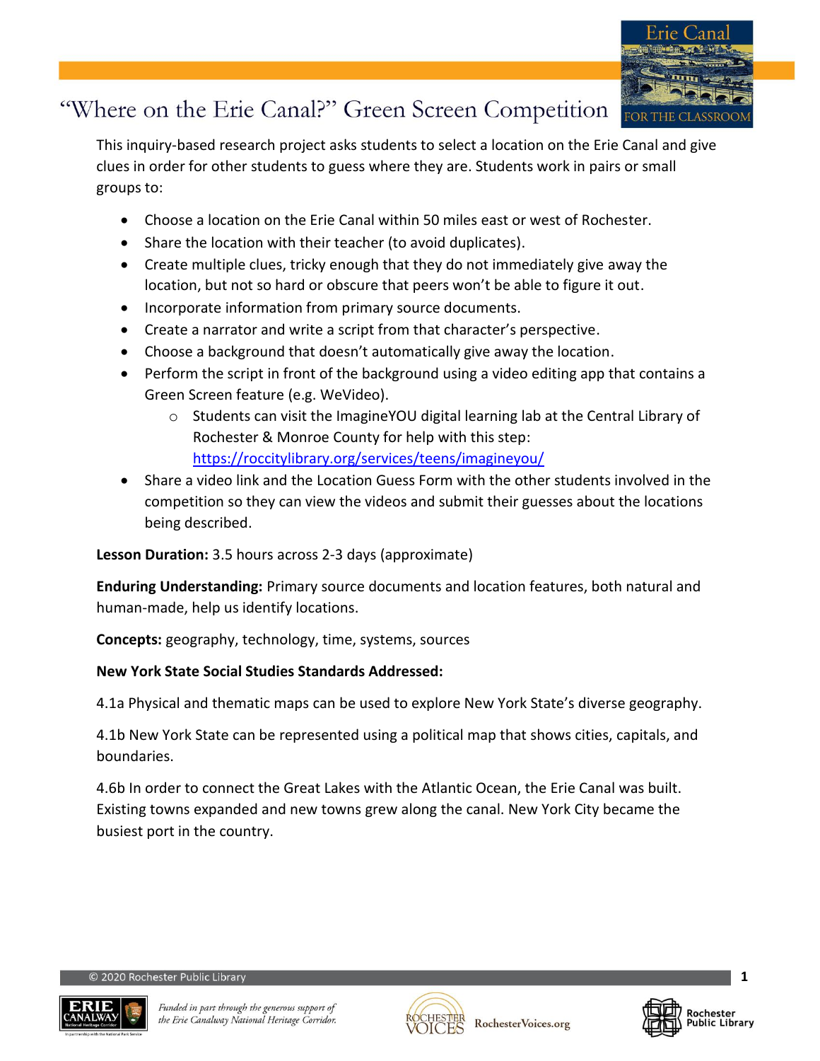# "Where on the Erie Canal?" Green Screen Competition

This inquiry-based research project asks students to select a location on the Erie Canal and give clues in order for other students to guess where they are. Students work in pairs or small groups to:

- Choose a location on the Erie Canal within 50 miles east or west of Rochester.
- Share the location with their teacher (to avoid duplicates).
- Create multiple clues, tricky enough that they do not immediately give away the location, but not so hard or obscure that peers won't be able to figure it out.
- Incorporate information from primary source documents.
- Create a narrator and write a script from that character's perspective.
- Choose a background that doesn't automatically give away the location.
- Perform the script in front of the background using a video editing app that contains a Green Screen feature (e.g. WeVideo).
    - Students can visit the ImagineYOU digital learning lab at the Central Library of Rochester & Monroe County for help with this step: https://roccitylibrary.org/services/teens/imagineyou/
- Share a video link and the Location Guess Form with the other students involved in the competition so they can view the videos and submit their guesses about the locations being described.

**Lesson Duration:** 3.5 hours across 2-3 days (approximate)

**Enduring Understanding:** Primary source documents and location features, both natural and human-made, help us identify locations.

**Concepts:** geography, technology, time, systems, sources

**New York State Social Studies Standards Addressed:**

4.1a Physical and thematic maps can be used to explore New York State's diverse geography.

4.1b New York State can be represented using a political map that shows cities, capitals, and boundaries.

4.6b In order to connect the Great Lakes with the Atlantic Ocean, the Erie Canal was built. Existing towns expanded and new towns grew along the canal. New York City became the busiest port in the country.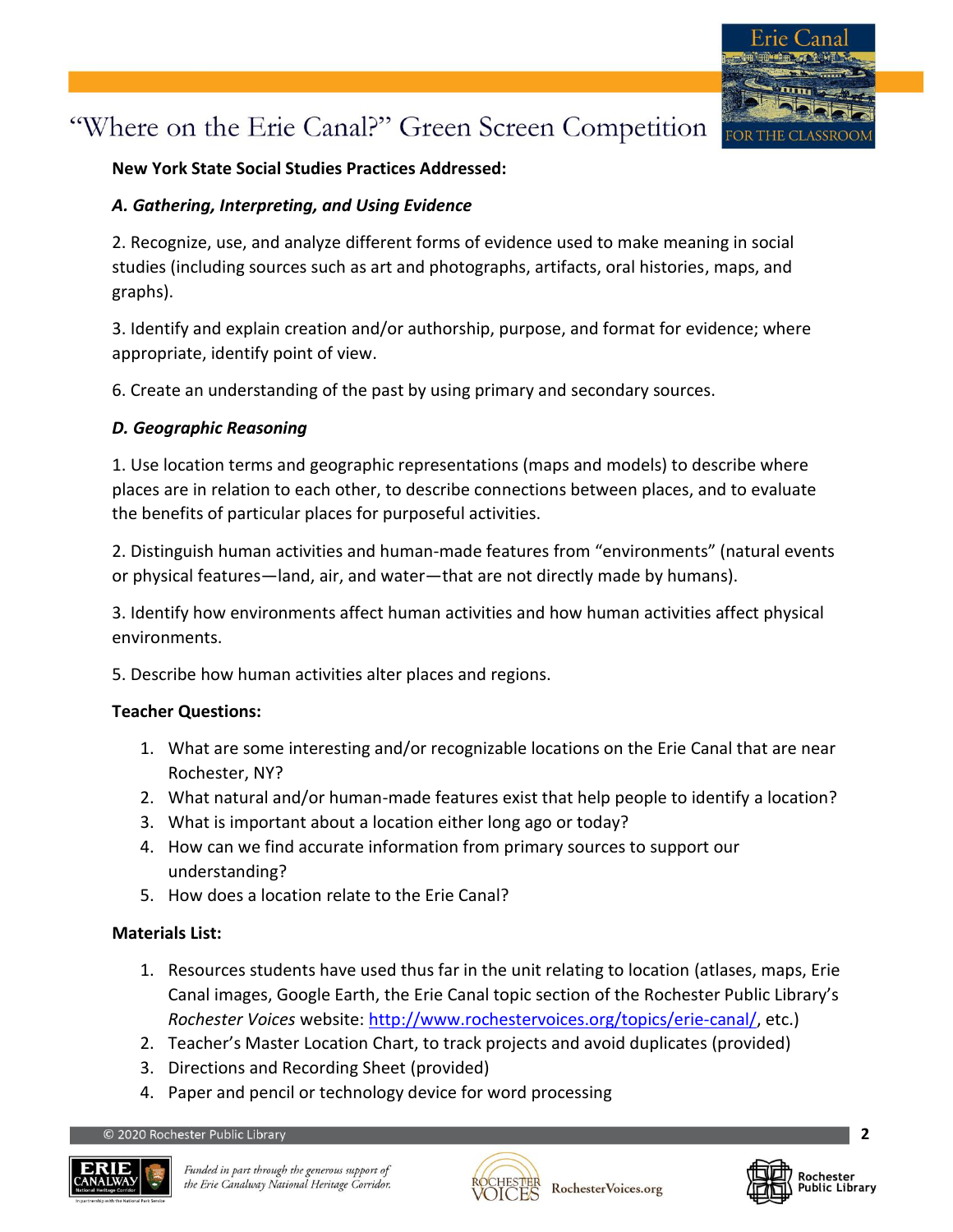**New York State Social Studies Practices Addressed:**

***A. Gathering, Interpreting, and Using Evidence***

2. Recognize, use, and analyze different forms of evidence used to make meaning in social studies (including sources such as art and photographs, artifacts, oral histories, maps, and graphs).

3. Identify and explain creation and/or authorship, purpose, and format for evidence; where appropriate, identify point of view.

6. Create an understanding of the past by using primary and secondary sources.

***D. Geographic Reasoning***

1. Use location terms and geographic representations (maps and models) to describe where places are in relation to each other, to describe connections between places, and to evaluate the benefits of particular places for purposeful activities.

2. Distinguish human activities and human-made features from "environments" (natural events or physical features—land, air, and water—that are not directly made by humans).

3. Identify how environments affect human activities and how human activities affect physical environments.

5. Describe how human activities alter places and regions.

**Teacher Questions:**

1. What are some interesting and/or recognizable locations on the Erie Canal that are near Rochester, NY?
2. What natural and/or human-made features exist that help people to identify a location?
3. What is important about a location either long ago or today?
4. How can we find accurate information from primary sources to support our understanding?
5. How does a location relate to the Erie Canal?

**Materials List:**

1. Resources students have used thus far in the unit relating to location (atlases, maps, Erie Canal images, Google Earth, the Erie Canal topic section of the Rochester Public Library's *Rochester Voices* website: http://www.rochestervoices.org/topics/erie-canal/, etc.)
2. Teacher's Master Location Chart, to track projects and avoid duplicates (provided)
3. Directions and Recording Sheet (provided)
4. Paper and pencil or technology device for word processing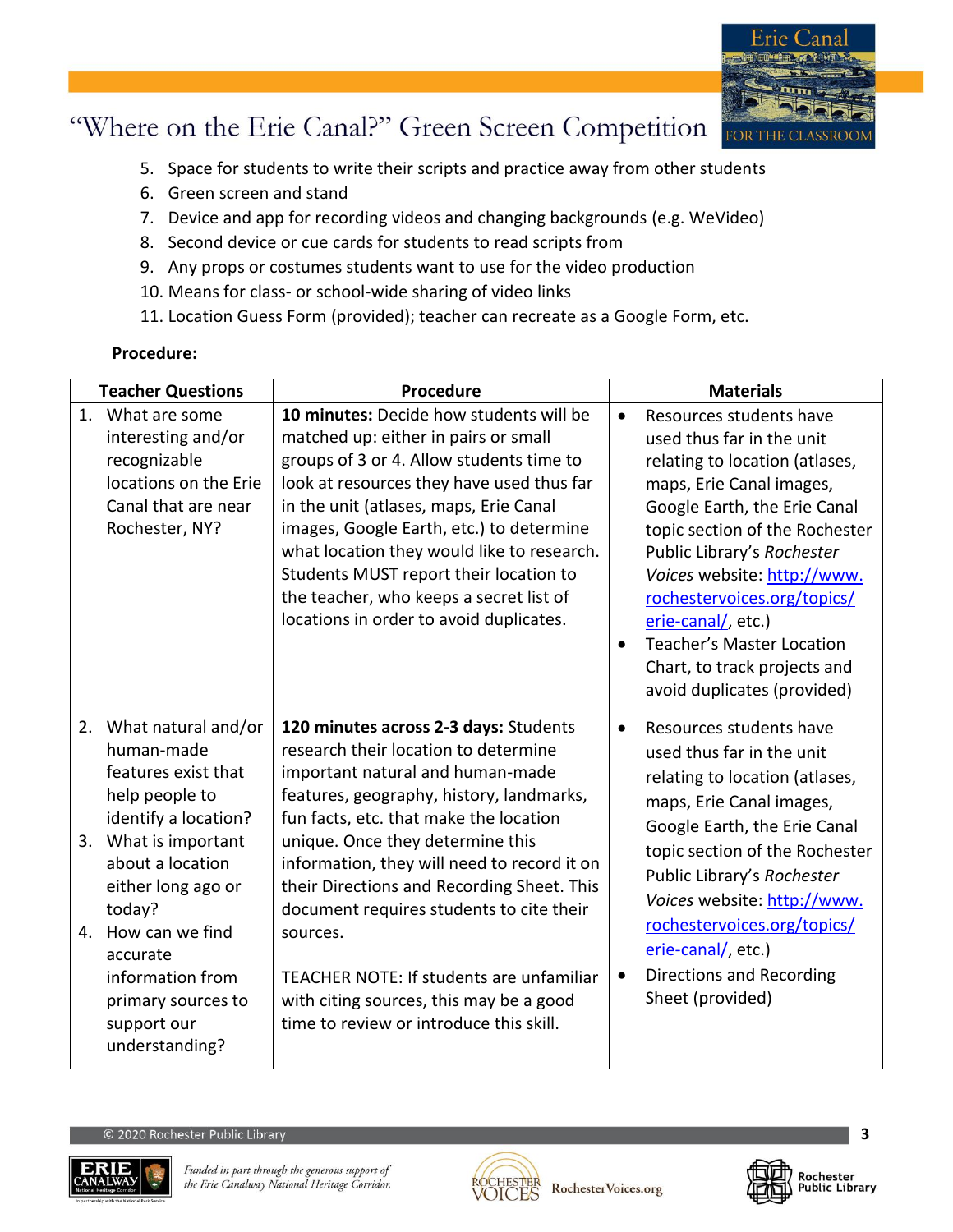5. Space for students to write their scripts and practice away from other students
6. Green screen and stand
7. Device and app for recording videos and changing backgrounds (e.g. WeVideo)
8. Second device or cue cards for students to read scripts from
9. Any props or costumes students want to use for the video production
10. Means for class- or school-wide sharing of video links
11. Location Guess Form (provided); teacher can recreate as a Google Form, etc.

**Procedure:**

| Teacher Questions | Procedure | Materials |
|---|---|---|
| 1. What are some interesting and/or recognizable locations on the Erie Canal that are near Rochester, NY? | **10 minutes:** Decide how students will be matched up: either in pairs or small groups of 3 or 4. Allow students time to look at resources they have used thus far in the unit (atlases, maps, Erie Canal images, Google Earth, etc.) to determine what location they would like to research. Students MUST report their location to the teacher, who keeps a secret list of locations in order to avoid duplicates. | • Resources students have used thus far in the unit relating to location (atlases, maps, Erie Canal images, Google Earth, the Erie Canal topic section of the Rochester Public Library's *Rochester Voices* website: http://www.rochestervoices.org/topics/erie-canal/, etc.)<br>• Teacher's Master Location Chart, to track projects and avoid duplicates (provided) |
| 2. What natural and/or human-made features exist that help people to identify a location?<br>3. What is important about a location either long ago or today?<br>4. How can we find accurate information from primary sources to support our understanding? | **120 minutes across 2-3 days:** Students research their location to determine important natural and human-made features, geography, history, landmarks, fun facts, etc. that make the location unique. Once they determine this information, they will need to record it on their Directions and Recording Sheet. This document requires students to cite their sources.<br><br>TEACHER NOTE: If students are unfamiliar with citing sources, this may be a good time to review or introduce this skill. | • Resources students have used thus far in the unit relating to location (atlases, maps, Erie Canal images, Google Earth, the Erie Canal topic section of the Rochester Public Library's *Rochester Voices* website: http://www.rochestervoices.org/topics/erie-canal/, etc.)<br>• Directions and Recording Sheet (provided) |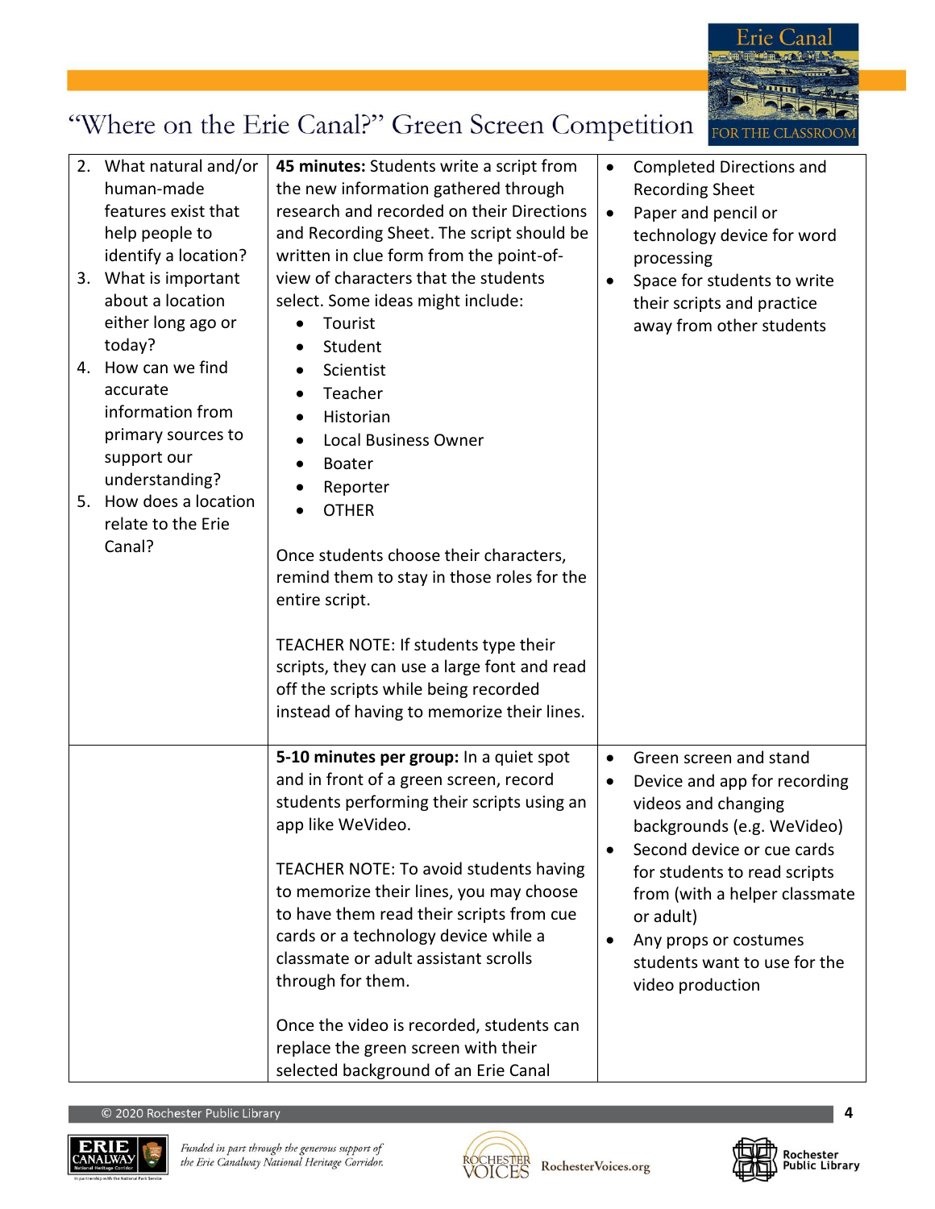| | | |
|---|---|---|
| 2. What natural and/or human-made features exist that help people to identify a location?<br>3. What is important about a location either long ago or today?<br>4. How can we find accurate information from primary sources to support our understanding?<br>5. How does a location relate to the Erie Canal? | **45 minutes:** Students write a script from the new information gathered through research and recorded on their Directions and Recording Sheet. The script should be written in clue form from the point-of-view of characters that the students select. Some ideas might include:<br>• Tourist<br>• Student<br>• Scientist<br>• Teacher<br>• Historian<br>• Local Business Owner<br>• Boater<br>• Reporter<br>• OTHER<br><br>Once students choose their characters, remind them to stay in those roles for the entire script.<br><br>TEACHER NOTE: If students type their scripts, they can use a large font and read off the scripts while being recorded instead of having to memorize their lines. | • Completed Directions and Recording Sheet<br>• Paper and pencil or technology device for word processing<br>• Space for students to write their scripts and practice away from other students |
| | **5-10 minutes per group:** In a quiet spot and in front of a green screen, record students performing their scripts using an app like WeVideo.<br><br>TEACHER NOTE: To avoid students having to memorize their lines, you may choose to have them read their scripts from cue cards or a technology device while a classmate or adult assistant scrolls through for them.<br><br>Once the video is recorded, students can replace the green screen with their selected background of an Erie Canal | • Green screen and stand<br>• Device and app for recording videos and changing backgrounds (e.g. WeVideo)<br>• Second device or cue cards for students to read scripts from (with a helper classmate or adult)<br>• Any props or costumes students want to use for the video production |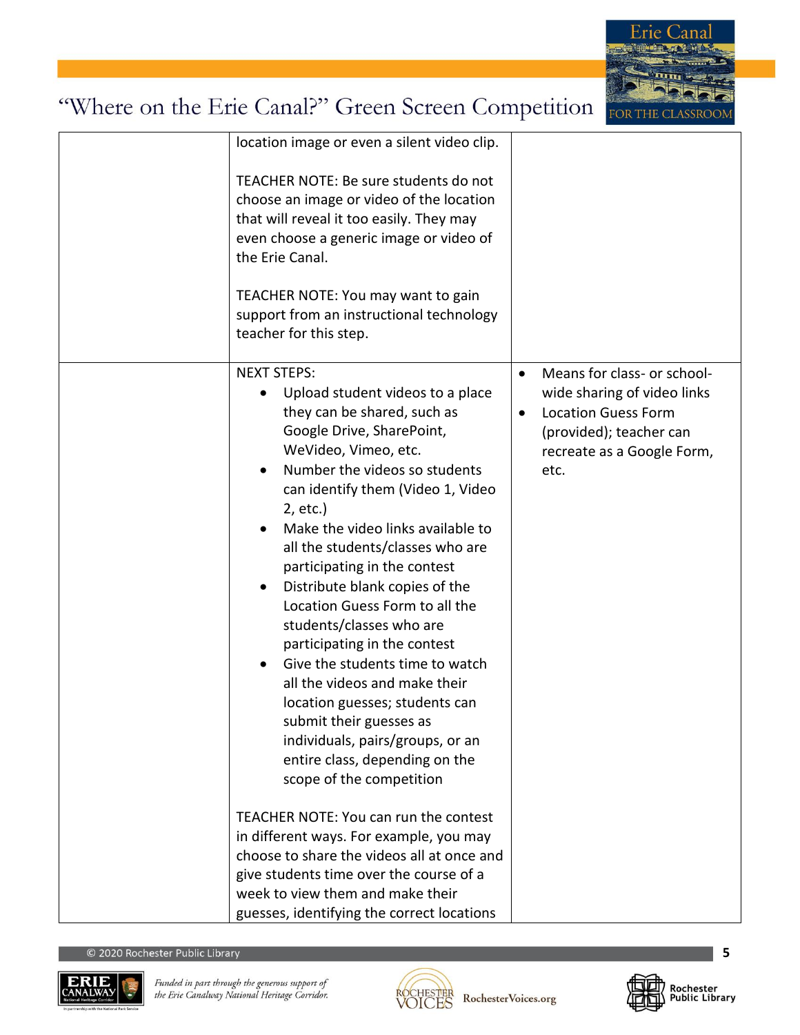| | | |
|---|---|---|
| | location image or even a silent video clip.<br><br>TEACHER NOTE: Be sure students do not choose an image or video of the location that will reveal it too easily. They may even choose a generic image or video of the Erie Canal.<br><br>TEACHER NOTE: You may want to gain support from an instructional technology teacher for this step. | |
| | NEXT STEPS:<br>• Upload student videos to a place they can be shared, such as Google Drive, SharePoint, WeVideo, Vimeo, etc.<br>• Number the videos so students can identify them (Video 1, Video 2, etc.)<br>• Make the video links available to all the students/classes who are participating in the contest<br>• Distribute blank copies of the Location Guess Form to all the students/classes who are participating in the contest<br>• Give the students time to watch all the videos and make their location guesses; students can submit their guesses as individuals, pairs/groups, or an entire class, depending on the scope of the competition<br><br>TEACHER NOTE: You can run the contest in different ways. For example, you may choose to share the videos all at once and give students time over the course of a week to view them and make their guesses, identifying the correct locations | • Means for class- or school-wide sharing of video links<br>• Location Guess Form (provided); teacher can recreate as a Google Form, etc. |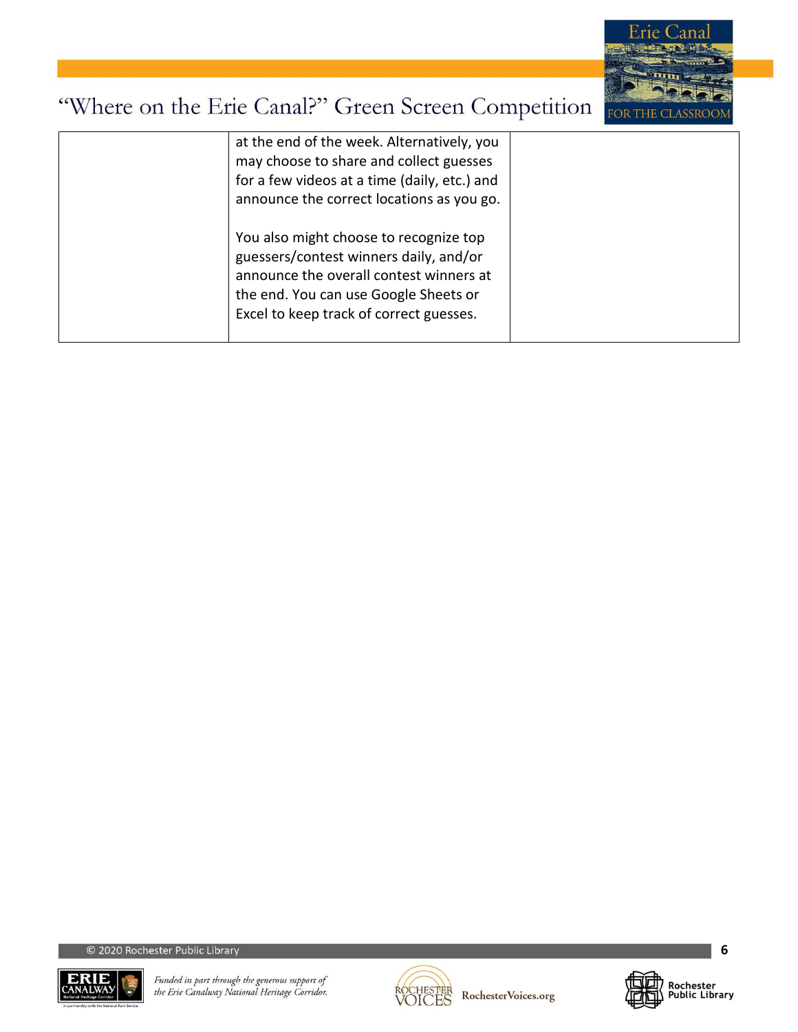| | | |
|---|---|---|
| | at the end of the week. Alternatively, you may choose to share and collect guesses for a few videos at a time (daily, etc.) and announce the correct locations as you go.<br><br>You also might choose to recognize top guessers/contest winners daily, and/or announce the overall contest winners at the end. You can use Google Sheets or Excel to keep track of correct guesses. | |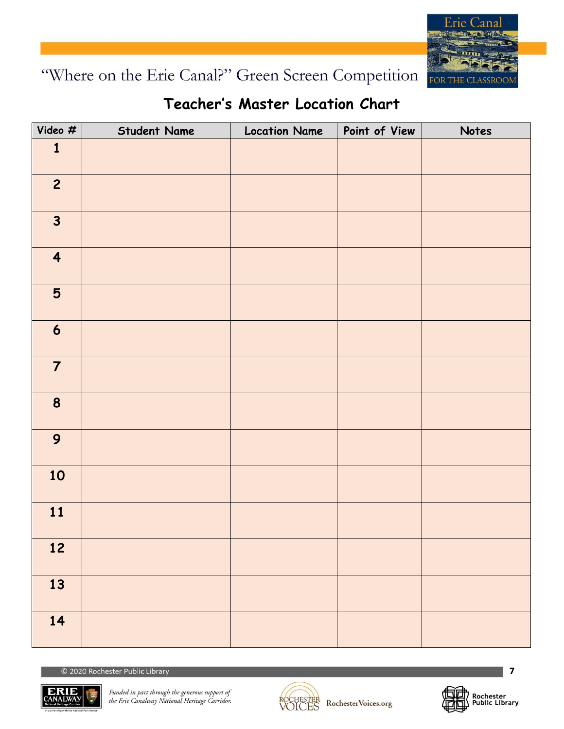# "Where on the Erie Canal?" Green Screen Competition

## Teacher's Master Location Chart

| Video # | Student Name | Location Name | Point of View | Notes |
|---|---|---|---|---|
| 1 | | | | |
| 2 | | | | |
| 3 | | | | |
| 4 | | | | |
| 5 | | | | |
| 6 | | | | |
| 7 | | | | |
| 8 | | | | |
| 9 | | | | |
| 10 | | | | |
| 11 | | | | |
| 12 | | | | |
| 13 | | | | |
| 14 | | | | |

© 2020 Rochester Public Library

*Funded in part through the generous support of the Erie Canalway National Heritage Corridor.*

RochesterVoices.org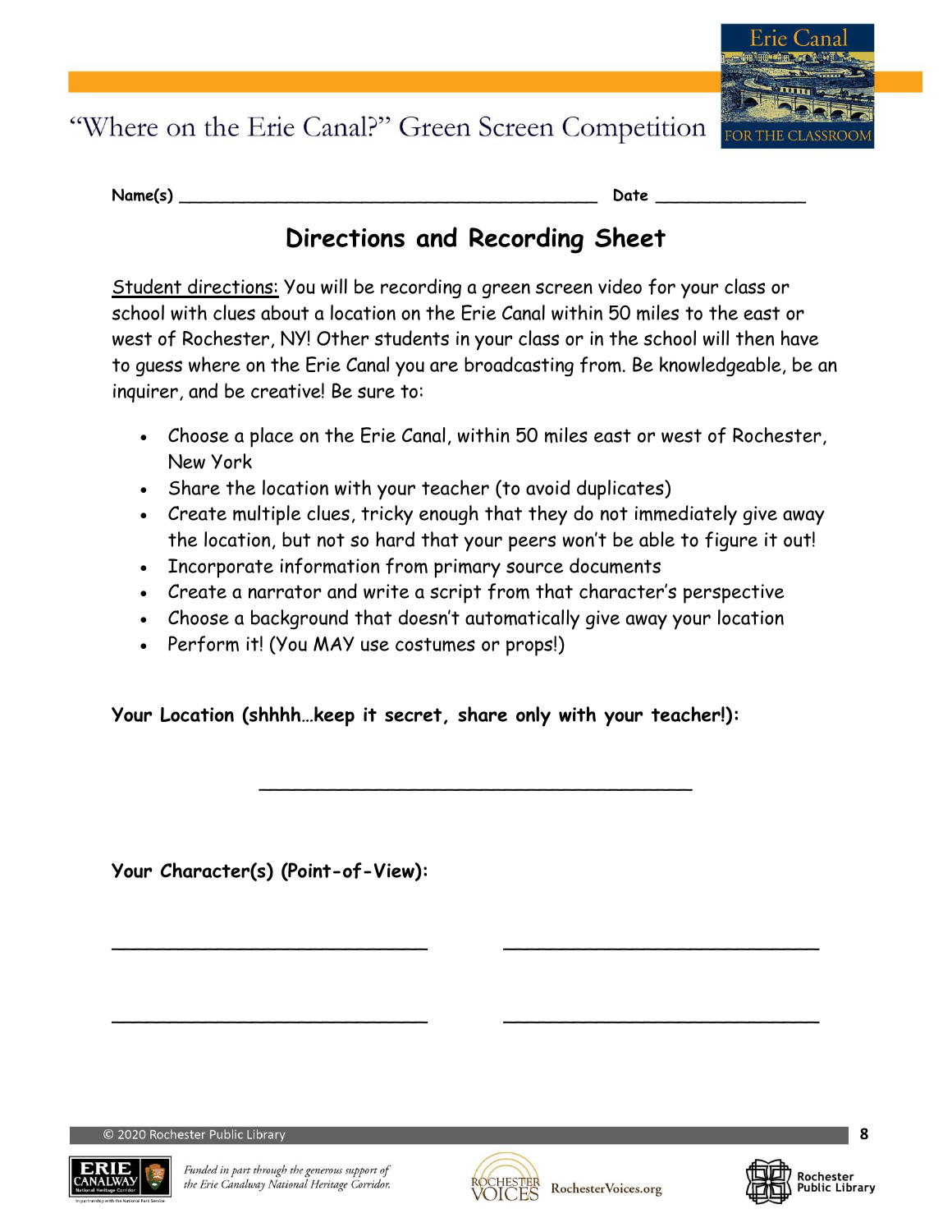# "Where on the Erie Canal?" Green Screen Competition

**Name(s)** ___________________________________________ **Date** _______________

## Directions and Recording Sheet

Student directions: You will be recording a green screen video for your class or school with clues about a location on the Erie Canal within 50 miles to the east or west of Rochester, NY! Other students in your class or in the school will then have to guess where on the Erie Canal you are broadcasting from. Be knowledgeable, be an inquirer, and be creative! Be sure to:

- Choose a place on the Erie Canal, within 50 miles east or west of Rochester, New York
- Share the location with your teacher (to avoid duplicates)
- Create multiple clues, tricky enough that they do not immediately give away the location, but not so hard that your peers won't be able to figure it out!
- Incorporate information from primary source documents
- Create a narrator and write a script from that character's perspective
- Choose a background that doesn't automatically give away your location
- Perform it! (You MAY use costumes or props!)

**Your Location (shhhh…keep it secret, share only with your teacher!):**

____________________________________________

**Your Character(s) (Point-of-View):**

________________________________ ________________________________

________________________________ ________________________________

© 2020 Rochester Public Library

*Funded in part through the generous support of the Erie Canalway National Heritage Corridor.*

RochesterVoices.org

Rochester Public Library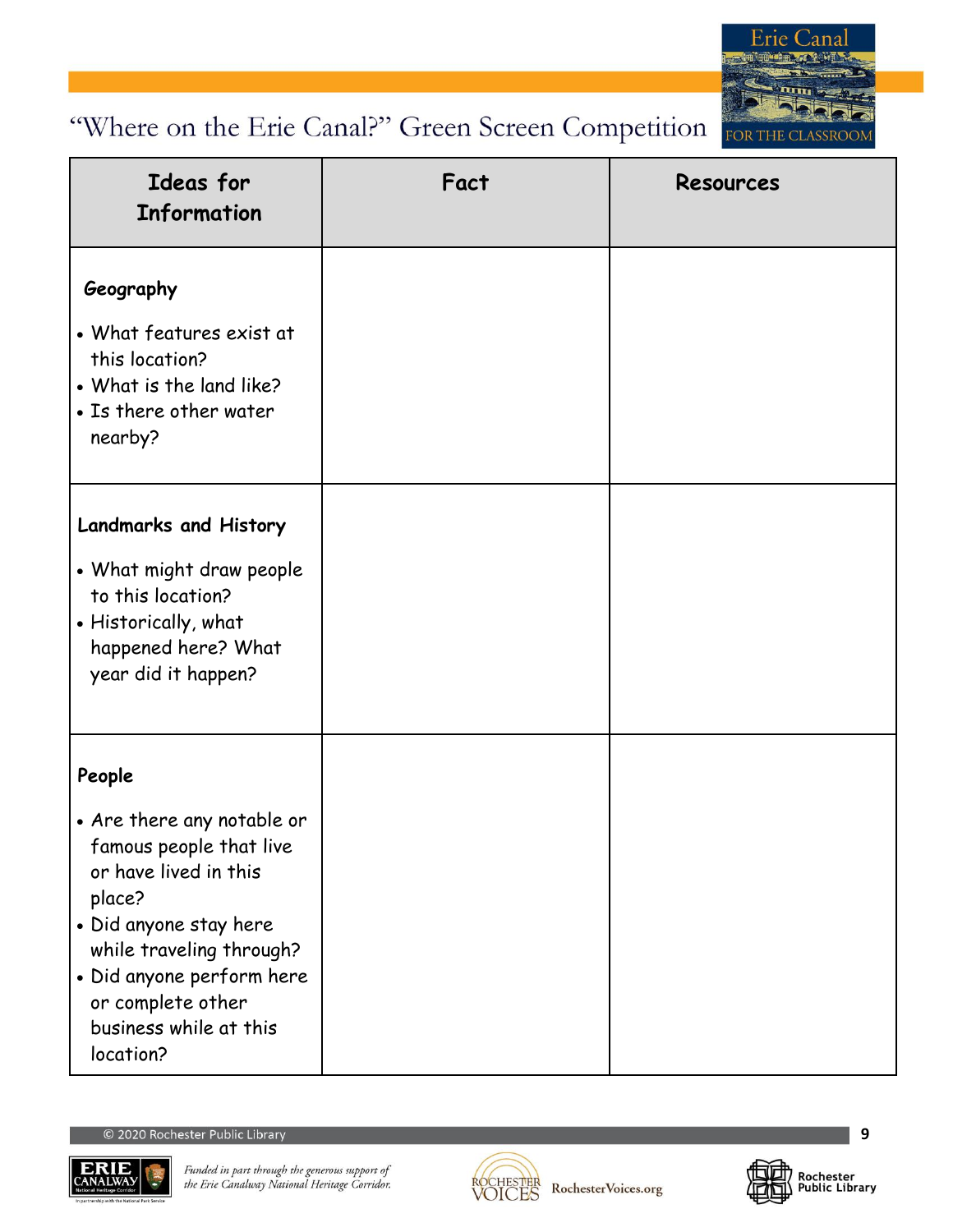# "Where on the Erie Canal?" Green Screen Competition

| Ideas for Information | Fact | Resources |
|---|---|---|
| **Geography**<br>• What features exist at this location?<br>• What is the land like?<br>• Is there other water nearby? | | |
| **Landmarks and History**<br>• What might draw people to this location?<br>• Historically, what happened here? What year did it happen? | | |
| **People**<br>• Are there any notable or famous people that live or have lived in this place?<br>• Did anyone stay here while traveling through?<br>• Did anyone perform here or complete other business while at this location? | | |

© 2020 Rochester Public Library

*Funded in part through the generous support of the Erie Canalway National Heritage Corridor.*

RochesterVoices.org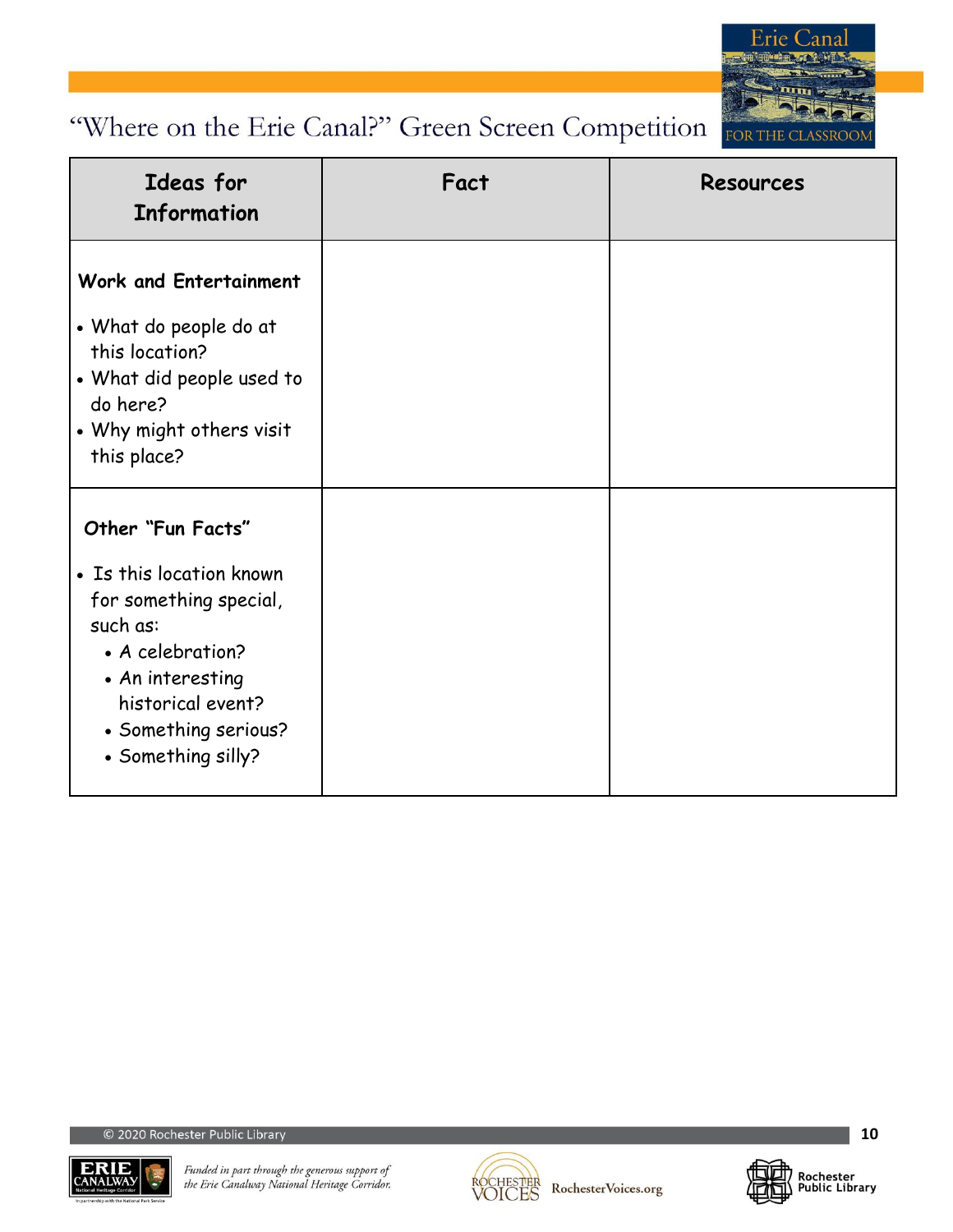## “Where on the Erie Canal?” Green Screen Competition

| Ideas for Information | Fact | Resources |
|---|---|---|
| **Work and Entertainment**<br>• What do people do at this location?<br>• What did people used to do here?<br>• Why might others visit this place? | | |
| **Other “Fun Facts”**<br>• Is this location known for something special, such as:<br>  • A celebration?<br>  • An interesting historical event?<br>  • Something serious?<br>  • Something silly? | | |

© 2020 Rochester Public Library

*Funded in part through the generous support of the Erie Canalway National Heritage Corridor.*

RochesterVoices.org

Rochester Public Library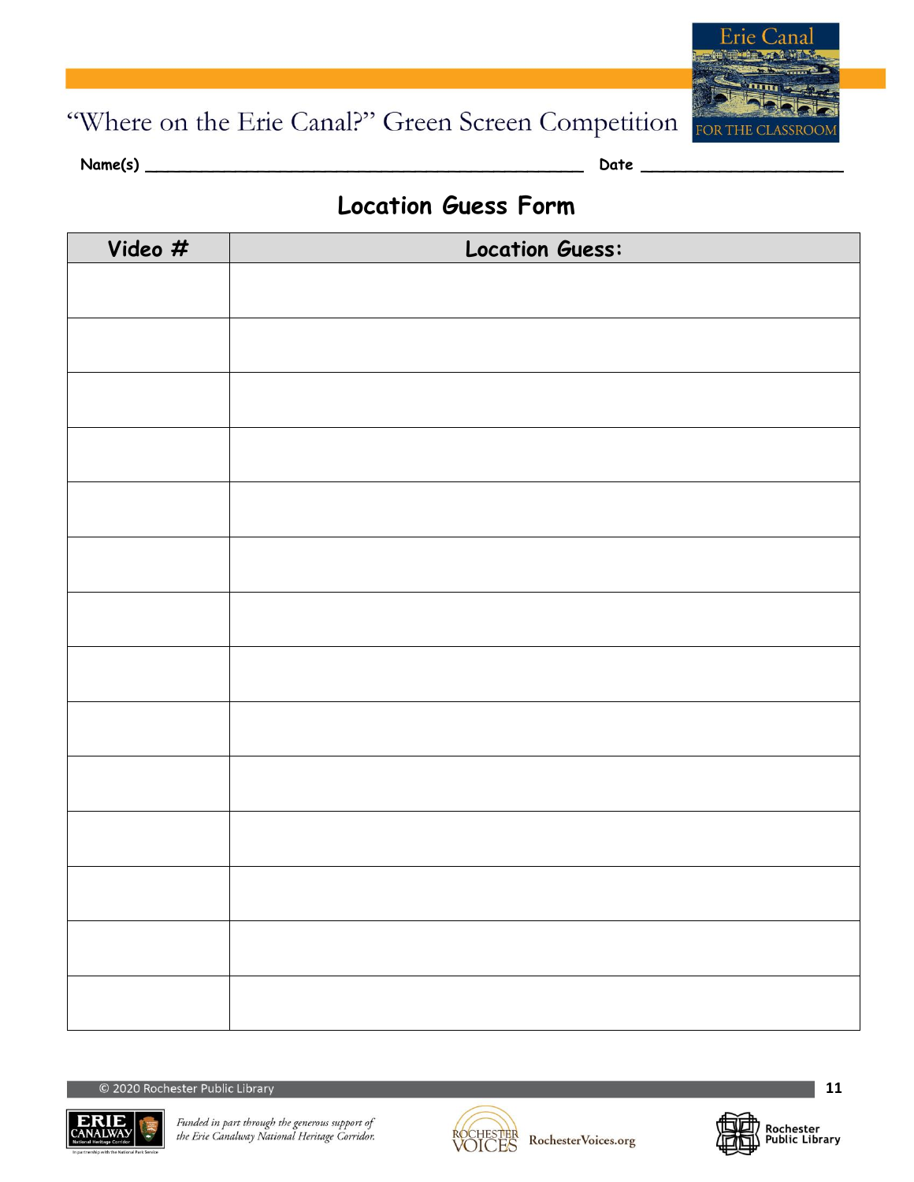# "Where on the Erie Canal?" Green Screen Competition

Name(s) ______________________________________________ Date ____________________

## Location Guess Form

| Video # | Location Guess: |
|---|---|
| | |
| | |
| | |
| | |
| | |
| | |
| | |
| | |
| | |
| | |
| | |
| | |
| | |
| | |

© 2020 Rochester Public Library

*Funded in part through the generous support of the Erie Canalway National Heritage Corridor.*

RochesterVoices.org